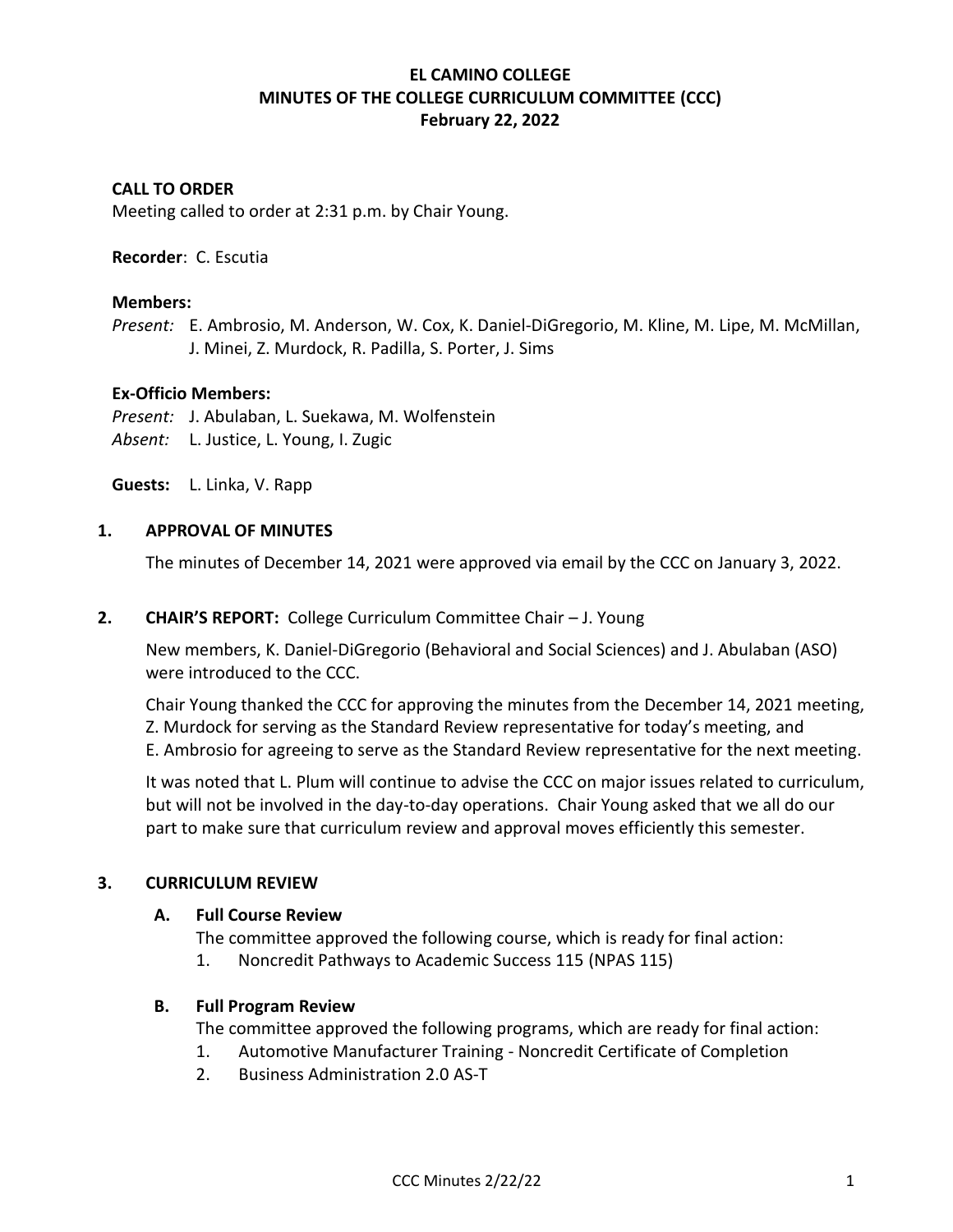# EL CAMINO COLLEGE
# MINUTES OF THE COLLEGE CURRICULUM COMMITTEE (CCC)
## February 22, 2022

**CALL TO ORDER**

Meeting called to order at 2:31 p.m. by Chair Young.

**Recorder**: C. Escutia

**Members:**

*Present:* E. Ambrosio, M. Anderson, W. Cox, K. Daniel-DiGregorio, M. Kline, M. Lipe, M. McMillan, J. Minei, Z. Murdock, R. Padilla, S. Porter, J. Sims

**Ex-Officio Members:**

*Present:* J. Abulaban, L. Suekawa, M. Wolfenstein

*Absent:* L. Justice, L. Young, I. Zugic

**Guests:** L. Linka, V. Rapp

## 1. APPROVAL OF MINUTES

The minutes of December 14, 2021 were approved via email by the CCC on January 3, 2022.

## 2. CHAIR'S REPORT: College Curriculum Committee Chair – J. Young

New members, K. Daniel-DiGregorio (Behavioral and Social Sciences) and J. Abulaban (ASO) were introduced to the CCC.

Chair Young thanked the CCC for approving the minutes from the December 14, 2021 meeting, Z. Murdock for serving as the Standard Review representative for today's meeting, and E. Ambrosio for agreeing to serve as the Standard Review representative for the next meeting.

It was noted that L. Plum will continue to advise the CCC on major issues related to curriculum, but will not be involved in the day-to-day operations. Chair Young asked that we all do our part to make sure that curriculum review and approval moves efficiently this semester.

## 3. CURRICULUM REVIEW

### A. Full Course Review

The committee approved the following course, which is ready for final action:

1. Noncredit Pathways to Academic Success 115 (NPAS 115)

### B. Full Program Review

The committee approved the following programs, which are ready for final action:

1. Automotive Manufacturer Training - Noncredit Certificate of Completion
2. Business Administration 2.0 AS-T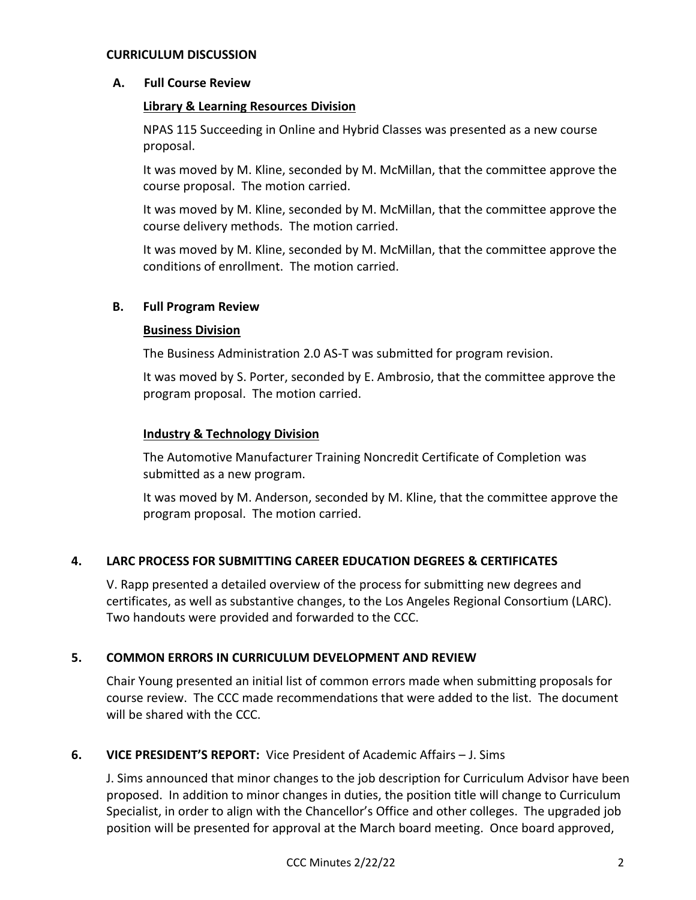**CURRICULUM DISCUSSION**

**A. Full Course Review**

**Library & Learning Resources Division**

NPAS 115 Succeeding in Online and Hybrid Classes was presented as a new course proposal.

It was moved by M. Kline, seconded by M. McMillan, that the committee approve the course proposal. The motion carried.

It was moved by M. Kline, seconded by M. McMillan, that the committee approve the course delivery methods. The motion carried.

It was moved by M. Kline, seconded by M. McMillan, that the committee approve the conditions of enrollment. The motion carried.

**B. Full Program Review**

**Business Division**

The Business Administration 2.0 AS-T was submitted for program revision.

It was moved by S. Porter, seconded by E. Ambrosio, that the committee approve the program proposal. The motion carried.

**Industry & Technology Division**

The Automotive Manufacturer Training Noncredit Certificate of Completion was submitted as a new program.

It was moved by M. Anderson, seconded by M. Kline, that the committee approve the program proposal. The motion carried.

## 4. LARC PROCESS FOR SUBMITTING CAREER EDUCATION DEGREES & CERTIFICATES

V. Rapp presented a detailed overview of the process for submitting new degrees and certificates, as well as substantive changes, to the Los Angeles Regional Consortium (LARC). Two handouts were provided and forwarded to the CCC.

## 5. COMMON ERRORS IN CURRICULUM DEVELOPMENT AND REVIEW

Chair Young presented an initial list of common errors made when submitting proposals for course review. The CCC made recommendations that were added to the list. The document will be shared with the CCC.

## 6. VICE PRESIDENT'S REPORT: Vice President of Academic Affairs – J. Sims

J. Sims announced that minor changes to the job description for Curriculum Advisor have been proposed. In addition to minor changes in duties, the position title will change to Curriculum Specialist, in order to align with the Chancellor's Office and other colleges. The upgraded job position will be presented for approval at the March board meeting. Once board approved,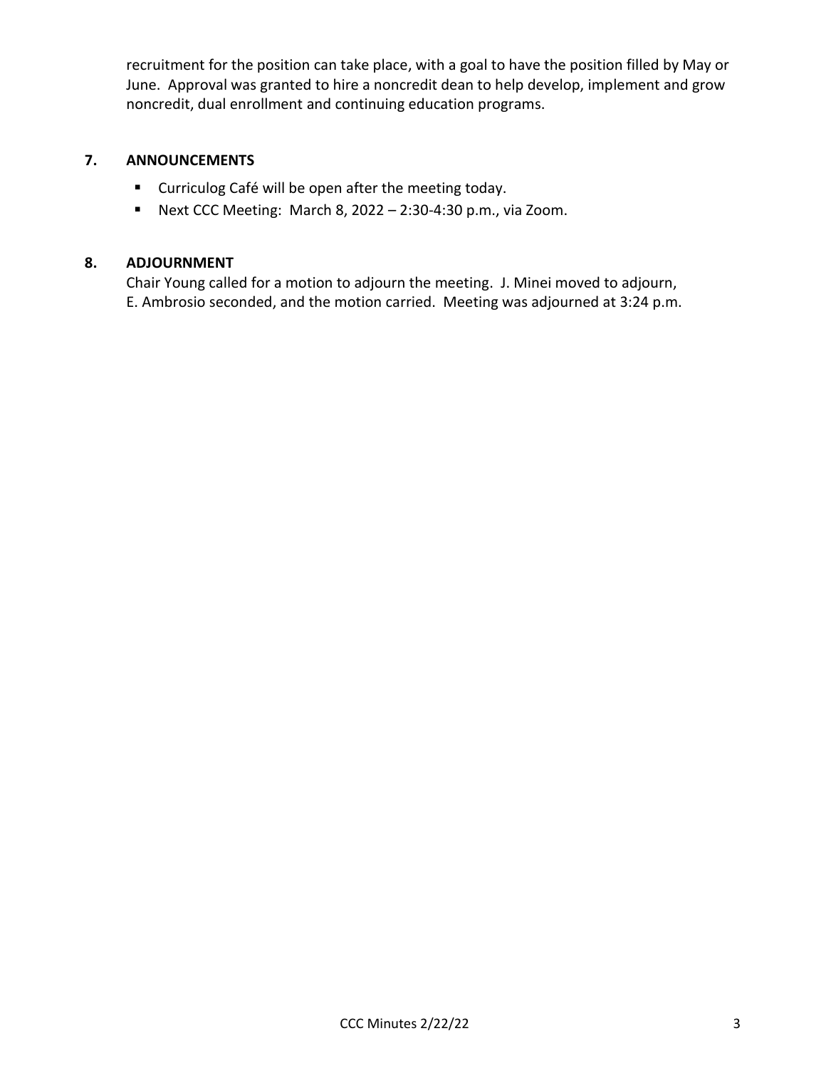recruitment for the position can take place, with a goal to have the position filled by May or June. Approval was granted to hire a noncredit dean to help develop, implement and grow noncredit, dual enrollment and continuing education programs.

## 7. ANNOUNCEMENTS

- Curriculog Café will be open after the meeting today.
- Next CCC Meeting: March 8, 2022 – 2:30-4:30 p.m., via Zoom.

## 8. ADJOURNMENT

Chair Young called for a motion to adjourn the meeting. J. Minei moved to adjourn, E. Ambrosio seconded, and the motion carried. Meeting was adjourned at 3:24 p.m.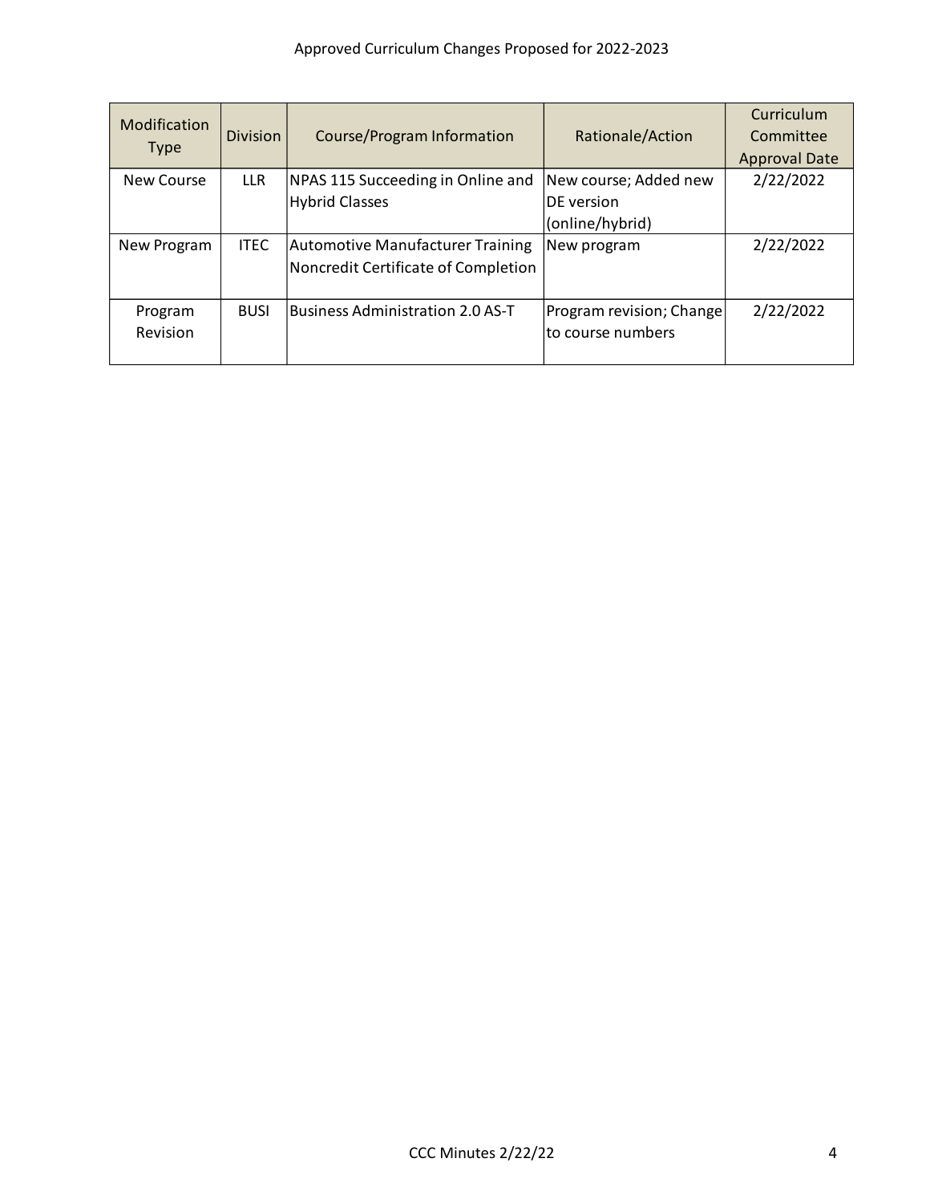## Approved Curriculum Changes Proposed for 2022-2023

| Modification Type | Division | Course/Program Information | Rationale/Action | Curriculum Committee Approval Date |
|---|---|---|---|---|
| New Course | LLR | NPAS 115 Succeeding in Online and Hybrid Classes | New course; Added new DE version (online/hybrid) | 2/22/2022 |
| New Program | ITEC | Automotive Manufacturer Training Noncredit Certificate of Completion | New program | 2/22/2022 |
| Program Revision | BUSI | Business Administration 2.0 AS-T | Program revision; Change to course numbers | 2/22/2022 |